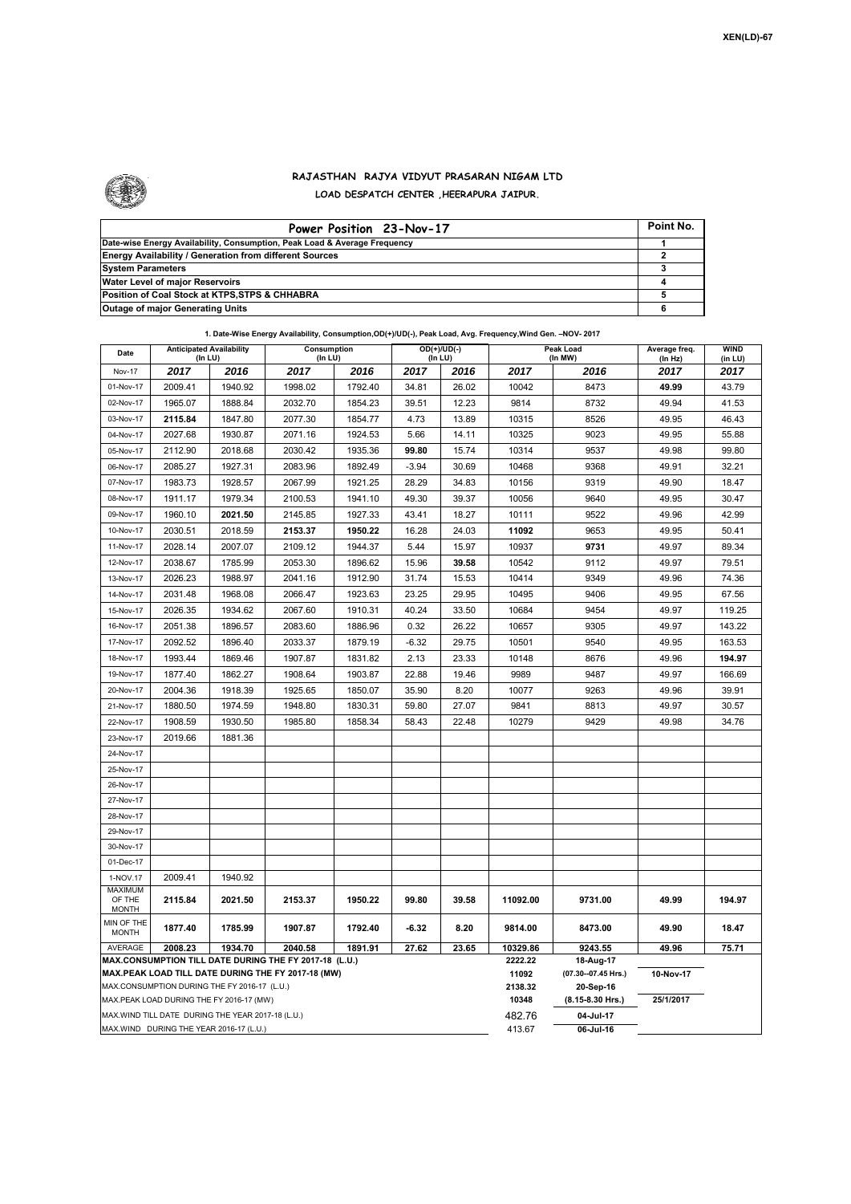XEN(LD)-67

# RAJASTHAN RAJYA VIDYUT PRASARAN NIGAM LTD

## LOAD DESPATCH CENTER ,HEERAPURA JAIPUR.

| Power Position 23-Nov-17 | Point No. |
|---|---|
| Date-wise Energy Availability, Consumption, Peak Load & Average Frequency | 1 |
| Energy Availability / Generation from different Sources | 2 |
| System Parameters | 3 |
| Water Level of major Reservoirs | 4 |
| Position of Coal Stock at KTPS,STPS & CHHABRA | 5 |
| Outage of major Generating Units | 6 |

**1. Date-Wise Energy Availability, Consumption,OD(+)/UD(-), Peak Load, Avg. Frequency,Wind Gen. –NOV- 2017**

| Date | Anticipated Availability (In LU) | | Consumption (In LU) | | OD(+)/UD(-) (In LU) | | Peak Load (In MW) | | Average freq. (In Hz) | WIND (in LU) |
|---|---|---|---|---|---|---|---|---|---|---|
| Nov-17 | 2017 | 2016 | 2017 | 2016 | 2017 | 2016 | 2017 | 2016 | 2017 | 2017 |
| 01-Nov-17 | 2009.41 | 1940.92 | 1998.02 | 1792.40 | 34.81 | 26.02 | 10042 | 8473 | **49.99** | 43.79 |
| 02-Nov-17 | 1965.07 | 1888.84 | 2032.70 | 1854.23 | 39.51 | 12.23 | 9814 | 8732 | 49.94 | 41.53 |
| 03-Nov-17 | **2115.84** | 1847.80 | 2077.30 | 1854.77 | 4.73 | 13.89 | 10315 | 8526 | 49.95 | 46.43 |
| 04-Nov-17 | 2027.68 | 1930.87 | 2071.16 | 1924.53 | 5.66 | 14.11 | 10325 | 9023 | 49.95 | 55.88 |
| 05-Nov-17 | 2112.90 | 2018.68 | 2030.42 | 1935.36 | **99.80** | 15.74 | 10314 | 9537 | 49.98 | 99.80 |
| 06-Nov-17 | 2085.27 | 1927.31 | 2083.96 | 1892.49 | -3.94 | 30.69 | 10468 | 9368 | 49.91 | 32.21 |
| 07-Nov-17 | 1983.73 | 1928.57 | 2067.99 | 1921.25 | 28.29 | 34.83 | 10156 | 9319 | 49.90 | 18.47 |
| 08-Nov-17 | 1911.17 | 1979.34 | 2100.53 | 1941.10 | 49.30 | 39.37 | 10056 | 9640 | 49.95 | 30.47 |
| 09-Nov-17 | 1960.10 | **2021.50** | 2145.85 | 1927.33 | 43.41 | 18.27 | 10111 | 9522 | 49.96 | 42.99 |
| 10-Nov-17 | 2030.51 | 2018.59 | **2153.37** | **1950.22** | 16.28 | 24.03 | **11092** | 9653 | 49.95 | 50.41 |
| 11-Nov-17 | 2028.14 | 2007.07 | 2109.12 | 1944.37 | 5.44 | 15.97 | 10937 | **9731** | 49.97 | 89.34 |
| 12-Nov-17 | 2038.67 | 1785.99 | 2053.30 | 1896.62 | 15.96 | **39.58** | 10542 | 9112 | 49.97 | 79.51 |
| 13-Nov-17 | 2026.23 | 1988.97 | 2041.16 | 1912.90 | 31.74 | 15.53 | 10414 | 9349 | 49.96 | 74.36 |
| 14-Nov-17 | 2031.48 | 1968.08 | 2066.47 | 1923.63 | 23.25 | 29.95 | 10495 | 9406 | 49.95 | 67.56 |
| 15-Nov-17 | 2026.35 | 1934.62 | 2067.60 | 1910.31 | 40.24 | 33.50 | 10684 | 9454 | 49.97 | 119.25 |
| 16-Nov-17 | 2051.38 | 1896.57 | 2083.60 | 1886.96 | 0.32 | 26.22 | 10657 | 9305 | 49.97 | 143.22 |
| 17-Nov-17 | 2092.52 | 1896.40 | 2033.37 | 1879.19 | -6.32 | 29.75 | 10501 | 9540 | 49.95 | 163.53 |
| 18-Nov-17 | 1993.44 | 1869.46 | 1907.87 | 1831.82 | 2.13 | 23.33 | 10148 | 8676 | 49.96 | **194.97** |
| 19-Nov-17 | 1877.40 | 1862.27 | 1908.64 | 1903.87 | 22.88 | 19.46 | 9989 | 9487 | 49.97 | 166.69 |
| 20-Nov-17 | 2004.36 | 1918.39 | 1925.65 | 1850.07 | 35.90 | 8.20 | 10077 | 9263 | 49.96 | 39.91 |
| 21-Nov-17 | 1880.50 | 1974.59 | 1948.80 | 1830.31 | 59.80 | 27.07 | 9841 | 8813 | 49.97 | 30.57 |
| 22-Nov-17 | 1908.59 | 1930.50 | 1985.80 | 1858.34 | 58.43 | 22.48 | 10279 | 9429 | 49.98 | 34.76 |
| 23-Nov-17 | 2019.66 | 1881.36 | | | | | | | | |
| 24-Nov-17 | | | | | | | | | | |
| 25-Nov-17 | | | | | | | | | | |
| 26-Nov-17 | | | | | | | | | | |
| 27-Nov-17 | | | | | | | | | | |
| 28-Nov-17 | | | | | | | | | | |
| 29-Nov-17 | | | | | | | | | | |
| 30-Nov-17 | | | | | | | | | | |
| 01-Dec-17 | | | | | | | | | | |
| 1-NOV.17 | 2009.41 | 1940.92 | | | | | | | | |
| MAXIMUM OF THE MONTH | **2115.84** | **2021.50** | **2153.37** | **1950.22** | **99.80** | **39.58** | **11092.00** | **9731.00** | **49.99** | **194.97** |
| MIN OF THE MONTH | **1877.40** | **1785.99** | **1907.87** | **1792.40** | **-6.32** | **8.20** | **9814.00** | **8473.00** | **49.90** | **18.47** |
| AVERAGE | **2008.23** | **1934.70** | **2040.58** | **1891.91** | **27.62** | **23.65** | **10329.86** | **9243.55** | **49.96** | **75.71** |

| | | | |
|---|---|---|---|
| **MAX.CONSUMPTION TILL DATE DURING THE FY 2017-18 (L.U.)** | **2222.22** | **18-Aug-17** | |
| **MAX.PEAK LOAD TILL DATE DURING THE FY 2017-18 (MW)** | **11092** | **(07.30--07.45 Hrs.)** | **10-Nov-17** |
| MAX.CONSUMPTION DURING THE FY 2016-17 (L.U.) | **2138.32** | **20-Sep-16** | |
| MAX.PEAK LOAD DURING THE FY 2016-17 (MW) | **10348** | **(8.15-8.30 Hrs.)** | **25/1/2017** |
| MAX.WIND TILL DATE DURING THE YEAR 2017-18 (L.U.) | 482.76 | **04-Jul-17** | |
| MAX.WIND DURING THE YEAR 2016-17 (L.U.) | 413.67 | **06-Jul-16** | |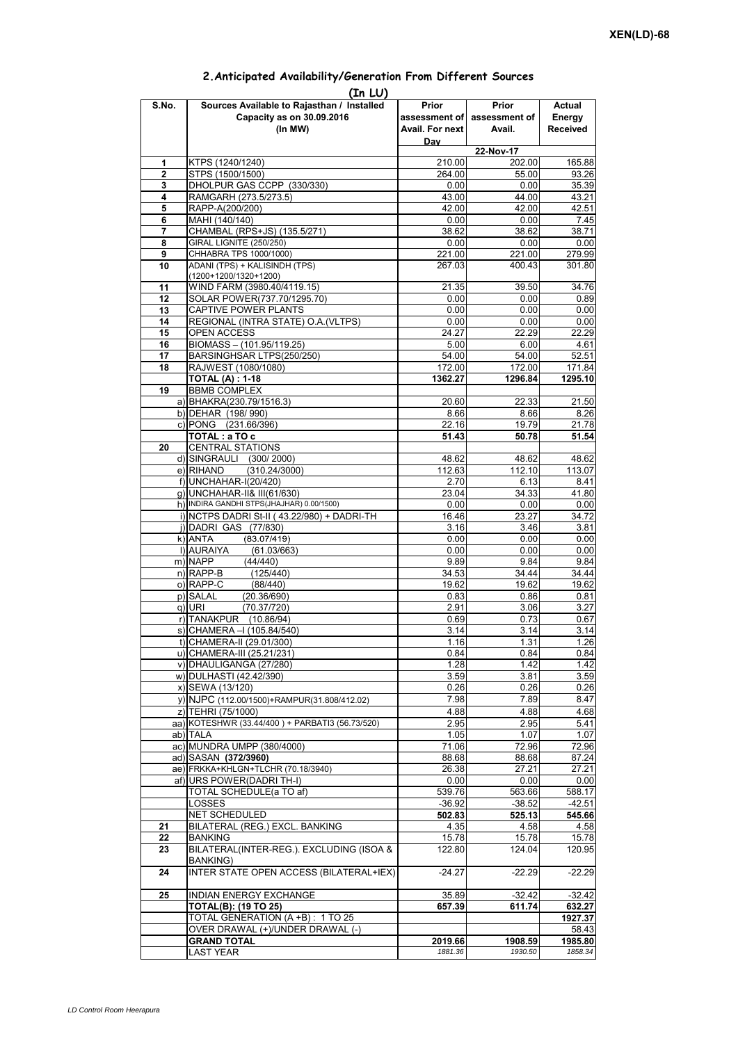## 2.Anticipated Availability/Generation From Different Sources

(In LU)

| S.No. | Sources Available to Rajasthan / Installed Capacity as on 30.09.2016 (In MW) | Prior assessment of Avail. For next Day | Prior assessment of Avail. | Actual Energy Received |
|---|---|---|---|---|
| | | 22-Nov-17 | | |
| 1 | KTPS (1240/1240) | 210.00 | 202.00 | 165.88 |
| 2 | STPS (1500/1500) | 264.00 | 55.00 | 93.26 |
| 3 | DHOLPUR GAS CCPP (330/330) | 0.00 | 0.00 | 35.39 |
| 4 | RAMGARH (273.5/273.5) | 43.00 | 44.00 | 43.21 |
| 5 | RAPP-A(200/200) | 42.00 | 42.00 | 42.51 |
| 6 | MAHI (140/140) | 0.00 | 0.00 | 7.45 |
| 7 | CHAMBAL (RPS+JS) (135.5/271) | 38.62 | 38.62 | 38.71 |
| 8 | GIRAL LIGNITE (250/250) | 0.00 | 0.00 | 0.00 |
| 9 | CHHABRA TPS 1000/1000) | 221.00 | 221.00 | 279.99 |
| 10 | ADANI (TPS) + KALISINDH (TPS) (1200+1200/1320+1200) | 267.03 | 400.43 | 301.80 |
| 11 | WIND FARM (3980.40/4119.15) | 21.35 | 39.50 | 34.76 |
| 12 | SOLAR POWER(737.70/1295.70) | 0.00 | 0.00 | 0.89 |
| 13 | CAPTIVE POWER PLANTS | 0.00 | 0.00 | 0.00 |
| 14 | REGIONAL (INTRA STATE) O.A.(VLTPS) | 0.00 | 0.00 | 0.00 |
| 15 | OPEN ACCESS | 24.27 | 22.29 | 22.29 |
| 16 | BIOMASS – (101.95/119.25) | 5.00 | 6.00 | 4.61 |
| 17 | BARSINGHSAR LTPS(250/250) | 54.00 | 54.00 | 52.51 |
| 18 | RAJWEST (1080/1080) | 172.00 | 172.00 | 171.84 |
| | **TOTAL (A) : 1-18** | **1362.27** | **1296.84** | **1295.10** |
| 19 | BBMB COMPLEX | | | |
| | a) BHAKRA(230.79/1516.3) | 20.60 | 22.33 | 21.50 |
| | b) DEHAR (198/ 990) | 8.66 | 8.66 | 8.26 |
| | c) PONG (231.66/396) | 22.16 | 19.79 | 21.78 |
| | **TOTAL : a TO c** | **51.43** | **50.78** | **51.54** |
| 20 | CENTRAL STATIONS | | | |
| | d) SINGRAULI (300/ 2000) | 48.62 | 48.62 | 48.62 |
| | e) RIHAND (310.24/3000) | 112.63 | 112.10 | 113.07 |
| | f) UNCHAHAR-I(20/420) | 2.70 | 6.13 | 8.41 |
| | g) UNCHAHAR-II& III(61/630) | 23.04 | 34.33 | 41.80 |
| | h) INDIRA GANDHI STPS(JHAJHAR) 0.00/1500) | 0.00 | 0.00 | 0.00 |
| | i) NCTPS DADRI St-II ( 43.22/980) + DADRI-TH | 16.46 | 23.27 | 34.72 |
| | j) DADRI GAS (77/830) | 3.16 | 3.46 | 3.81 |
| | k) ANTA (83.07/419) | 0.00 | 0.00 | 0.00 |
| | l) AURAIYA (61.03/663) | 0.00 | 0.00 | 0.00 |
| | m) NAPP (44/440) | 9.89 | 9.84 | 9.84 |
| | n) RAPP-B (125/440) | 34.53 | 34.44 | 34.44 |
| | o) RAPP-C (88/440) | 19.62 | 19.62 | 19.62 |
| | p) SALAL (20.36/690) | 0.83 | 0.86 | 0.81 |
| | q) URI (70.37/720) | 2.91 | 3.06 | 3.27 |
| | r) TANAKPUR (10.86/94) | 0.69 | 0.73 | 0.67 |
| | s) CHAMERA –I (105.84/540) | 3.14 | 3.14 | 3.14 |
| | t) CHAMERA-II (29.01/300) | 1.16 | 1.31 | 1.26 |
| | u) CHAMERA-III (25.21/231) | 0.84 | 0.84 | 0.84 |
| | v) DHAULIGANGA (27/280) | 1.28 | 1.42 | 1.42 |
| | w) DULHASTI (42.42/390) | 3.59 | 3.81 | 3.59 |
| | x) SEWA (13/120) | 0.26 | 0.26 | 0.26 |
| | y) NJPC (112.00/1500)+RAMPUR(31.808/412.02) | 7.98 | 7.89 | 8.47 |
| | z) TEHRI (75/1000) | 4.88 | 4.88 | 4.68 |
| | aa) KOTESHWR (33.44/400 ) + PARBATI3 (56.73/520) | 2.95 | 2.95 | 5.41 |
| | ab) TALA | 1.05 | 1.07 | 1.07 |
| | ac) MUNDRA UMPP (380/4000) | 71.06 | 72.96 | 72.96 |
| | ad) SASAN **(372/3960)** | 88.68 | 88.68 | 87.24 |
| | ae) FRKKA+KHLGN+TLCHR (70.18/3940) | 26.38 | 27.21 | 27.21 |
| | af) URS POWER(DADRI TH-I) | 0.00 | 0.00 | 0.00 |
| | TOTAL SCHEDULE(a TO af) | 539.76 | 563.66 | 588.17 |
| | LOSSES | -36.92 | -38.52 | -42.51 |
| | NET SCHEDULED | 502.83 | 525.13 | 545.66 |
| 21 | BILATERAL (REG.) EXCL. BANKING | 4.35 | 4.58 | 4.58 |
| 22 | BANKING | 15.78 | 15.78 | 15.78 |
| 23 | BILATERAL(INTER-REG.). EXCLUDING (ISOA & BANKING) | 122.80 | 124.04 | 120.95 |
| 24 | INTER STATE OPEN ACCESS (BILATERAL+IEX) | -24.27 | -22.29 | -22.29 |
| 25 | INDIAN ENERGY EXCHANGE | 35.89 | -32.42 | -32.42 |
| | **TOTAL(B): (19 TO 25)** | **657.39** | **611.74** | **632.27** |
| | TOTAL GENERATION (A +B) : 1 TO 25 | | | **1927.37** |
| | OVER DRAWAL (+)/UNDER DRAWAL (-) | | | 58.43 |
| | **GRAND TOTAL** | **2019.66** | **1908.59** | **1985.80** |
| | LAST YEAR | *1881.36* | *1930.50* | *1858.34* |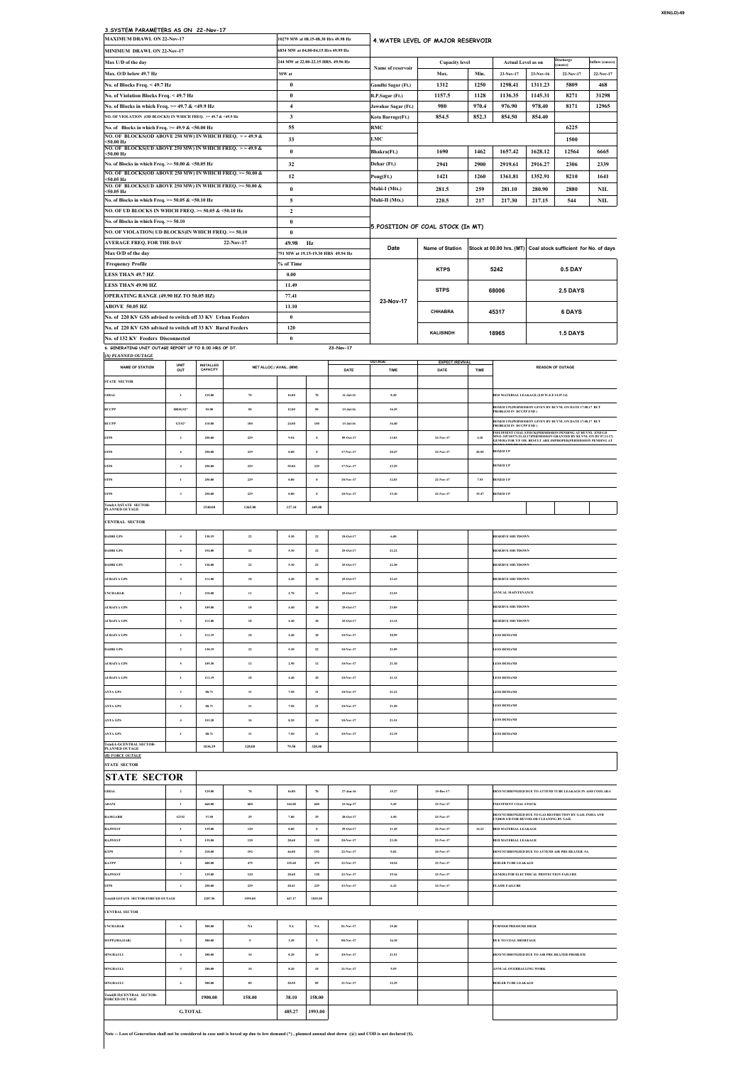## 3. SYSTEM PARAMETERS AS ON 22-Nov-17

| | | |
|---|---|---|
| MAXIMUM DRAWL ON 22-Nov-17 | | 10279 MW at 08.15-08.30 Hrs 49.98 Hz |
| MINIMUM DRAWL ON 22-Nov-17 | | 6834 MW at 04.00-04.15 Hrs 49.99 Hz |
| Max U/D of the day | | 244 MW at 22.00-22.15 HRS. 49.96 Hz |
| Max. O/D below 49.7 Hz | | MW at |
| No. of Blocks Freq. < 49.7 Hz | | 0 |
| No. of Violation Blocks Freq. < 49.7 Hz | | 0 |
| No. of Blocks in which Freq. >= 49.7 & <49.9 Hz | | 4 |
| NO. OF VIOLATION (OD BLOCKS) IN WHICH FREQ. >= 49.7 & <49.9 Hz | | 3 |
| No. of Blocks in which Freq. >= 49.9 & <50.00 Hz | | 55 |
| NO. OF BLOCKS(OD ABOVE 250 MW) IN WHICH FREQ. >= 49.9 & <50.00 Hz | | 33 |
| NO. OF BLOCKS(UD ABOVE 250 MW) IN WHICH FREQ. >= 49.9 & <50.00 Hz | | 0 |
| No. of Blocks in which Freq. >= 50.00 & <50.05 Hz | | 32 |
| NO. OF BLOCKS(OD ABOVE 250 MW) IN WHICH FREQ. >= 50.00 & <50.05 Hz | | 12 |
| NO. OF BLOCKS(UD ABOVE 250 MW) IN WHICH FREQ. >= 50.00 & <50.05 Hz | | 0 |
| No. of Blocks in which Freq. >= 50.05 & <50.10 Hz | | 5 |
| NO. OF UD BLOCKS IN WHICH FREQ. >= 50.05 & <50.10 Hz | | 2 |
| No. of Blocks in which Freq. >= 50.10 | | 0 |
| NO. OF VIOLATION( UD BLOCKS)IN WHICH FREQ. >= 50.10 | | 0 |
| AVERAGE FREQ. FOR THE DAY | 22-Nov-17 | 49.98 Hz |
| Max O/D of the day | | 751 MW at 19.15-19.30 HRS 49.94 Hz |
| Frequency Profile | | % of Time |
| LESS THAN 49.7 HZ | | 0.00 |
| LESS THAN 49.90 HZ | | 11.49 |
| OPERATING RANGE (49.90 HZ TO 50.05 HZ) | | 77.41 |
| ABOVE 50.05 HZ | | 11.10 |
| No. of 220 KV GSS advised to switch off 33 KV Urban Feeders | | 0 |
| No. of 220 KV GSS advised to switch off 33 KV Rural Feeders | | 120 |
| No. of 132 KV Feeders Disconnected | | 0 |

## 4. WATER LEVEL OF MAJOR RESERVOIR

| Name of reservoir | Capacity level Max. | Capacity level Min. | Actual Level as on 23-Nov-17 | Actual Level as on 23-Nov-16 | Discharge (cusecs) 22-Nov-17 | Inflow (cusecs) 22-Nov-17 |
|---|---|---|---|---|---|---|
| Gandhi Sagar (Ft.) | 1312 | 1250 | 1298.41 | 1311.23 | 5809 | 468 |
| R.P.Sagar (Ft.) | 1157.5 | 1128 | 1136.35 | 1145.31 | 8271 | 31298 |
| Jawahar Sagar (Ft.) | 980 | 970.4 | 976.90 | 978.40 | 8171 | 12965 |
| Kota Barrage(Ft.) | 854.5 | 852.3 | 854.50 | 854.40 | | |
| RMC | | | | | 6225 | |
| LMC | | | | | 1500 | |
| Bhakra(Ft.) | 1690 | 1462 | 1657.42 | 1628.12 | 12564 | 6665 |
| Dehar (Ft.) | 2941 | 2900 | 2919.61 | 2916.27 | 2306 | 2339 |
| Pong(Ft.) | 1421 | 1260 | 1361.81 | 1352.91 | 8210 | 1641 |
| Mahi-I (Mts.) | 281.5 | 259 | 281.10 | 280.90 | 2880 | NIL |
| Mahi-II (Mts.) | 220.5 | 217 | 217.30 | 217.15 | 544 | NIL |

## 5. POSITION OF COAL STOCK (In MT)

| Date | Name of Station | Stock at 00.00 hrs. (MT) | Coal stock sufficient for No. of days |
|---|---|---|---|
| 23-Nov-17 | KTPS | 5242 | 0.5 DAY |
| | STPS | 68006 | 2.5 DAYS |
| | CHHABRA | 45317 | 6 DAYS |
| | KALISINDH | 18965 | 1.5 DAYS |

## 6. GENERATING UNIT OUTAGE REPORT UP TO 8.00 HRS OF DT. 23-Nov-17

### (A) PLANNED OUTAGE

| NAME OF STATION | UNIT OUT | INSTALLED CAPACITY | NET ALLOC./ AVAIL. (MW) | | | OUTAGE DATE | OUTAGE TIME | EXPECT.(REVIVAL) DATE | EXPECT.(REVIVAL) TIME | REASON OF OUTAGE |
|---|---|---|---|---|---|---|---|---|---|---|
| **STATE SECTOR** | | | | | | | | | | |
| GIRAL | 1 | 125.00 | 70 | 16.80 | 70 | 11-Jul-14 | 8.20 | | | BED MATERIAL LEAKAGE (S/D W.E.F.19.07.14) |
| DCCPP | HRSG32* | 50.00 | 50 | 12.00 | 50 | 13-Jul-16 | 16.35 | | | BOXED UP(PERMISSION GIVEN BY RUVNL ON DATE 17.08.17 BUT PROBLEM IN DCCPP END ) |
| DCCPP | GT32* | 110.00 | 100 | 24.00 | 100 | 13-Jul-16 | 16.40 | | | BOXED UP(PERMISSION GIVEN BY RUVNL ON DATE 17.08.17 BUT PROBLEM IN DCCPP END ) |
| STPS | 2 | 250.00 | 229 | 5.54 | 0 | 09-Oct-17 | 13.03 | 23-Nov-17 | 4.10 | INSUFFIENT COAL STOCK(PERMISSION PENDING AT RUVNL END LD SINCE 15.10.17 TO 21.10.17)(PERMISSION GRANTED BY RUVNL ON DT 07.11.17) GENERATOR T/F OIL RESULT ARE IMPROPER(PERMISSION PENDING AT ... |
| STPS | 6 | 250.00 | 229 | 0.00 | 0 | 17-Nov-17 | 20.47 | 22-Nov-17 | 20.50 | BOXED UP |
| STPS | 4 | 250.00 | 229 | 55.00 | 229 | 17-Nov-17 | 23.29 | | | BOXED UP |
| STPS | 1 | 250.00 | 229 | 0.00 | 0 | 18-Nov-17 | 12.03 | 22-Nov-17 | 7.53 | BOXED UP |
| STPS | 3 | 250.00 | 229 | 0.00 | 0 | 18-Nov-17 | 13.18 | 22-Nov-17 | 19.47 | BOXED UP |
| Total(A1)(STATE SECTOR-PLANNED OUTAGE | | 1540.00 | 1365.00 | 117.34 | 449.00 | | | | | |
| **CENTRAL SECTOR** | | | | | | | | | | |
| DADRI GPS | 4 | 130.19 | 22 | 5.30 | 22 | 18-Oct-17 | 6.00 | | | RESERVE SHUTDOWN |
| DADRI GPS | 6 | 154.00 | 22 | 5.30 | 22 | 29-Oct-17 | 22.22 | | | RESERVE SHUTDOWN |
| DADRI GPS | 3 | 130.00 | 22 | 5.30 | 22 | 29-Oct-17 | 22.30 | | | RESERVE SHUTDOWN |
| AURAIYA GPS | 4 | 111.00 | 18 | 4.40 | 18 | 29-Oct-17 | 22.43 | | | RESERVE SHUTDOWN |
| UNCHAHAR | 1 | 210.00 | 11 | 2.70 | 11 | 29-Oct-17 | 22.55 | | | ANNUAL MAINTENANCE |
| AURAIYA GPS | 6 | 109.00 | 18 | 4.40 | 18 | 29-Oct-17 | 23.09 | | | RESERVE SHUTDOWN |
| AURAIYA GPS | 3 | 111.00 | 18 | 4.40 | 18 | 29-Oct-17 | 23.12 | | | RESERVE SHUTDOWN |
| AURAIYA GPS | 2 | 111.19 | 18 | 4.40 | 18 | 10-Nov-17 | 20.59 | | | LESS DEMAND |
| DADRI GPS | 2 | 130.19 | 22 | 5.30 | 22 | 10-Nov-17 | 21.09 | | | LESS DEMAND |
| AURAIYA GPS | 5 | 109.30 | 12 | 2.90 | 12 | 10-Nov-17 | 21.10 | | | LESS DEMAND |
| AURAIYA GPS | 1 | 111.19 | 18 | 4.40 | 18 | 10-Nov-17 | 21.13 | | | LESS DEMAND |
| ANTA GPS | 3 | 88.71 | 31 | 7.50 | 31 | 10-Nov-17 | 21.21 | | | LESS DEMAND |
| ANTA GPS | 2 | 88.71 | 31 | 7.50 | 31 | 10-Nov-17 | 21.50 | | | LESS DEMAND |
| ANTA GPS | 4 | 153.20 | 34 | 8.20 | 34 | 10-Nov-17 | 21.51 | | | LESS DEMAND |
| ANTA GPS | 1 | 88.71 | 31 | 7.50 | 31 | 10-Nov-17 | 22.19 | | | LESS DEMAND |
| Total(A-2)(CENTRAL SECTOR-PLANNED OUTAGE | | 1836.39 | 328.00 | 79.50 | 328.00 | | | | | |

### (B) FORCE OUTAGE

| NAME OF STATION | UNIT OUT | INSTALLED CAPACITY | NET ALLOC./ AVAIL. (MW) | | | OUTAGE DATE | OUTAGE TIME | EXPECT.(REVIVAL) DATE | EXPECT.(REVIVAL) TIME | REASON OF OUTAGE |
|---|---|---|---|---|---|---|---|---|---|---|
| **STATE SECTOR** | | | | | | | | | | |
| GIRAL | 2 | 125.00 | 70 | 16.80 | 70 | 27-Jan-16 | 15.27 | 15-Dec-17 | | DESYNCHRONIZED DUE TO ATTEND TUBE LEAKAGE IN ASH COOLAR-I |
| ADANI | 1 | 660.00 | 600 | 144.00 | 600 | 23-Sep-17 | 5.45 | 23-Nov-17 | | INSUFFIENT COAL STOCK |
| RAMGARH | GT#2 | 37.50 | 29 | 7.00 | 29 | 28-Oct-17 | 4.50 | 23-Nov-17 | | DESYNCHRONIZED DUE TO GAS RESTRICTION BY GAIL INDIA AND UNDER S/D FOR REVOLVER CLEANING BY GAIL |
| RAJWEST | 1 | 135.00 | 120 | 0.00 | 0 | 29-Oct-17 | 11.45 | 22-Nov-17 | 14.21 | BED MATERIAL LEAKAGE |
| RAJWEST | 5 | 135.00 | 120 | 28.65 | 120 | 20-Nov-17 | 23.30 | 23-Nov-17 | | BED MATERIAL LEAKAGE |
| KTPS | 5 | 210.00 | 192 | 46.00 | 192 | 22-Nov-17 | 0.02 | 24-Nov-17 | | DESYNCHRONIZED DUE TO ATTEND AIR PRE HEATER -5A |
| KATPP | 2 | 600.00 | 475 | 135.60 | 475 | 22-Nov-17 | 10.04 | 23-Nov-17 | | BOILER TUBE LEAKAGE |
| RAJWEST | 7 | 135.00 | 120 | 28.65 | 120 | 22-Nov-17 | 19.16 | 23-Nov-17 | | GENERATOR ELECTRICAL PROTECTION FAILURE |
| STPS | 2 | 250.00 | 229 | 40.41 | 229 | 23-Nov-17 | 6.22 | 23-Nov-17 | | FLAME FAILURE |
| Total(B1)(STATE SECTOR-FORCED OUTAGE | | 2287.50 | 1955.00 | 447.17 | 1835.00 | | | | | |
| **CENTRAL SECTOR** | | | | | | | | | | |
| UNCHAHAR | 6 | 500.00 | NA | NA | NA | 01-Nov-17 | 15.40 | | | FURNISH PRESSURE HIGH |
| ISTPP(JHAJJAR) | 2 | 500.00 | 5 | 1.20 | 5 | 08-Nov-17 | 16.10 | | | DUE TO COAL SHORTAGE |
| SINGRAULI | 4 | 200.00 | 34 | 8.20 | 34 | 20-Nov-17 | 21.51 | | | DESYNCHRONIZED DUE TO AIR PRE HEATER PROBLEM |
| SINGRAULI | 3 | 200.00 | 34 | 8.20 | 34 | 21-Nov-17 | 5.59 | | | ANNUAL OVERHAULING WORK |
| SINGRAULI | 6 | 500.00 | 85 | 20.50 | 85 | 21-Nov-17 | 12.29 | | | BOILER TUBE LEAKAGE |
| Total(B-II)(CENTRAL SECTOR-FORCED OUTAGE | | 1900.00 | 158.00 | 38.10 | 158.00 | | | | | |
| G.TOTAL | | | | 485.27 | 1993.00 | | | | | |

Note :- Loss of Generation shall not be considered in case unit is boxed up due to low demand (*) , planned annual shut down (@) and COD is not declared ($).